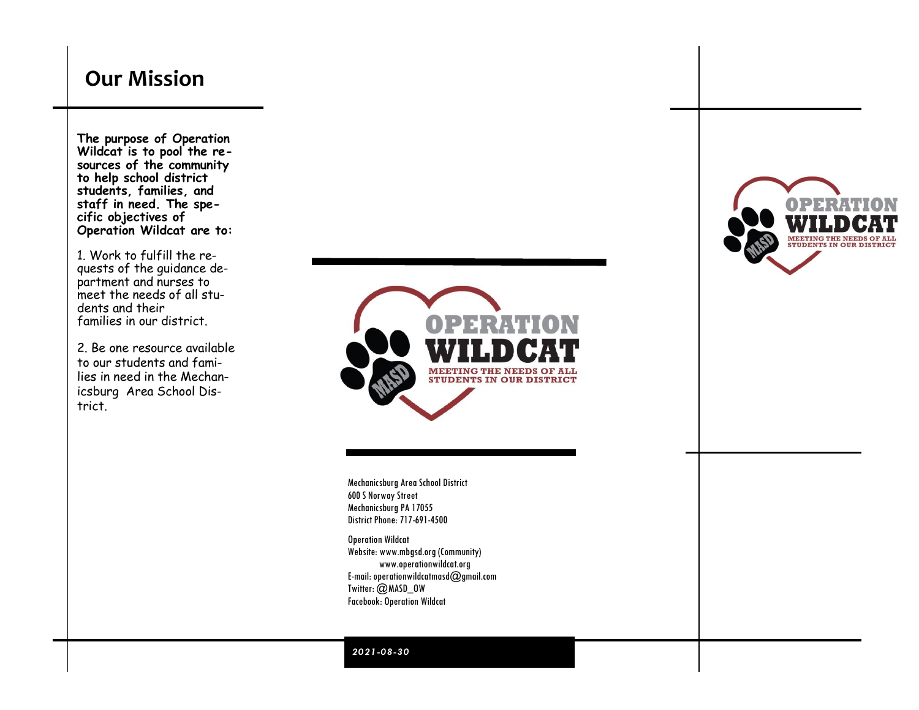## Our Mission

**The purpose of Operation Wildcat is to pool the resources of the community to help school district students, families, and staff in need. The specific objectives of Operation Wildcat are to:**

1. Work to fulfill the requests of the guidance department and nurses to meet the needs of all students and their families in our district.

2. Be one resource available to our students and families in need in the Mechanicsburg Area School District.

OPERATION WILDCAT

MEETING THE NEEDS OF ALL STUDENTS IN OUR DISTRICT

Mechanicsburg Area School District
600 S Norway Street
Mechanicsburg PA 17055
District Phone: 717-691-4500

Operation Wildcat
Website: www.mbgsd.org (Community)
www.operationwildcat.org
E-mail: operationwildcatmasd@gmail.com
Twitter: @MASD_OW
Facebook: Operation Wildcat

*2021-08-30*

OPERATION WILDCAT

MEETING THE NEEDS OF ALL STUDENTS IN OUR DISTRICT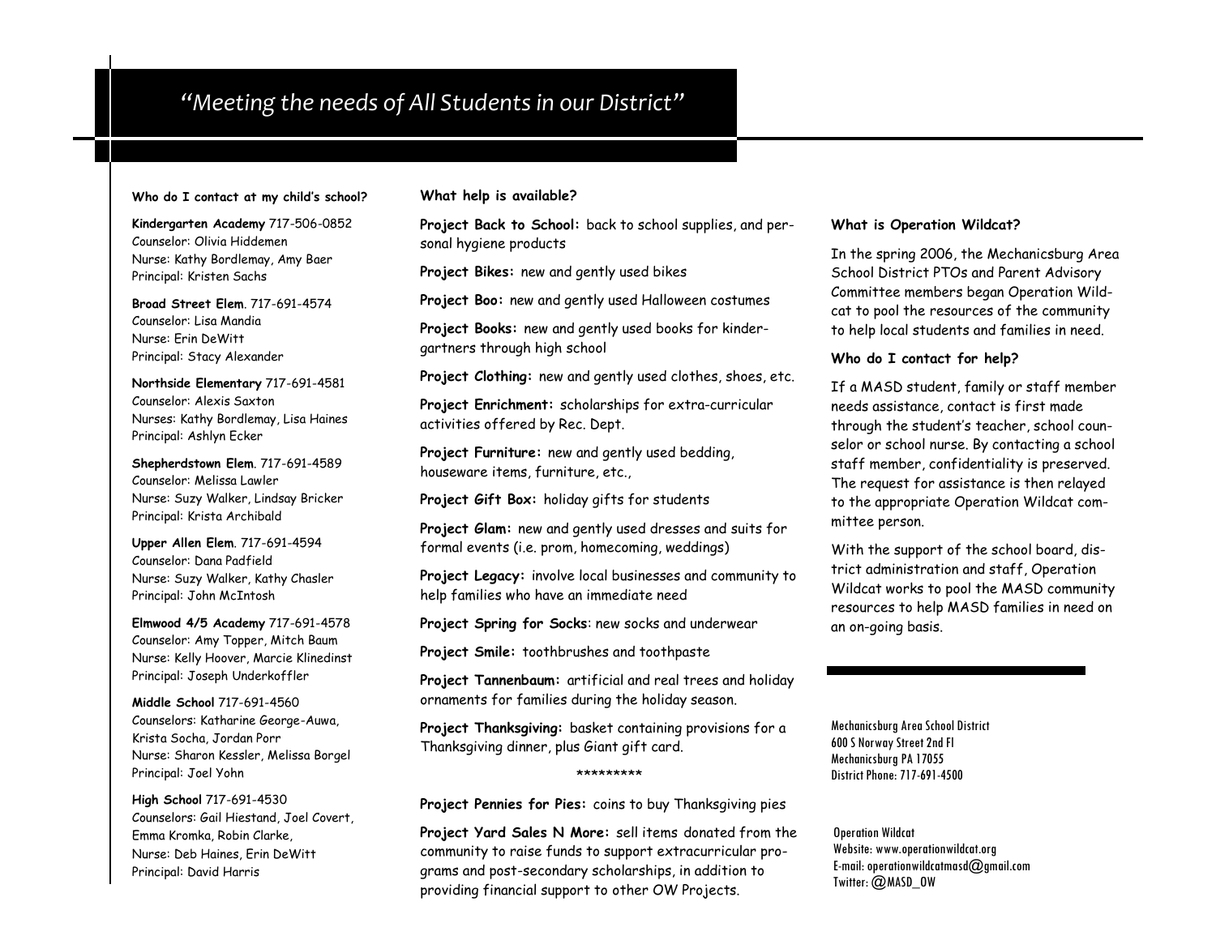# *"Meeting the needs of All Students in our District"*

**Who do I contact at my child's school?**

**Kindergarten Academy** 717-506-0852
Counselor: Olivia Hiddemen
Nurse: Kathy Bordlemay, Amy Baer
Principal: Kristen Sachs

**Broad Street Elem**. 717-691-4574
Counselor: Lisa Mandia
Nurse: Erin DeWitt
Principal: Stacy Alexander

**Northside Elementary** 717-691-4581
Counselor: Alexis Saxton
Nurses: Kathy Bordlemay, Lisa Haines
Principal: Ashlyn Ecker

**Shepherdstown Elem**. 717-691-4589
Counselor: Melissa Lawler
Nurse: Suzy Walker, Lindsay Bricker
Principal: Krista Archibald

**Upper Allen Elem**. 717-691-4594
Counselor: Dana Padfield
Nurse: Suzy Walker, Kathy Chasler
Principal: John McIntosh

**Elmwood 4/5 Academy** 717-691-4578
Counselor: Amy Topper, Mitch Baum
Nurse: Kelly Hoover, Marcie Klinedinst
Principal: Joseph Underkoffler

**Middle School** 717-691-4560
Counselors: Katharine George-Auwa, Krista Socha, Jordan Porr
Nurse: Sharon Kessler, Melissa Borgel
Principal: Joel Yohn

**High School** 717-691-4530
Counselors: Gail Hiestand, Joel Covert, Emma Kromka, Robin Clarke,
Nurse: Deb Haines, Erin DeWitt
Principal: David Harris

**What help is available?**

**Project Back to School:** back to school supplies, and personal hygiene products

**Project Bikes:** new and gently used bikes

**Project Boo:** new and gently used Halloween costumes

**Project Books:** new and gently used books for kindergartners through high school

**Project Clothing:** new and gently used clothes, shoes, etc.

**Project Enrichment:** scholarships for extra-curricular activities offered by Rec. Dept.

**Project Furniture:** new and gently used bedding, houseware items, furniture, etc.,

**Project Gift Box:** holiday gifts for students

**Project Glam:** new and gently used dresses and suits for formal events (i.e. prom, homecoming, weddings)

**Project Legacy:** involve local businesses and community to help families who have an immediate need

**Project Spring for Socks**: new socks and underwear

**Project Smile:** toothbrushes and toothpaste

**Project Tannenbaum:** artificial and real trees and holiday ornaments for families during the holiday season.

**Project Thanksgiving:** basket containing provisions for a Thanksgiving dinner, plus Giant gift card.

*********

**Project Pennies for Pies:** coins to buy Thanksgiving pies

**Project Yard Sales N More:** sell items donated from the community to raise funds to support extracurricular programs and post-secondary scholarships, in addition to providing financial support to other OW Projects.

**What is Operation Wildcat?**

In the spring 2006, the Mechanicsburg Area School District PTOs and Parent Advisory Committee members began Operation Wildcat to pool the resources of the community to help local students and families in need.

**Who do I contact for help?**

If a MASD student, family or staff member needs assistance, contact is first made through the student's teacher, school counselor or school nurse. By contacting a school staff member, confidentiality is preserved. The request for assistance is then relayed to the appropriate Operation Wildcat committee person.

With the support of the school board, district administration and staff, Operation Wildcat works to pool the MASD community resources to help MASD families in need on an on-going basis.

Mechanicsburg Area School District
600 S Norway Street 2nd Fl
Mechanicsburg PA 17055
District Phone: 717-691-4500

Operation Wildcat
Website: www.operationwildcat.org
E-mail: operationwildcatmasd@gmail.com
Twitter: @MASD_OW